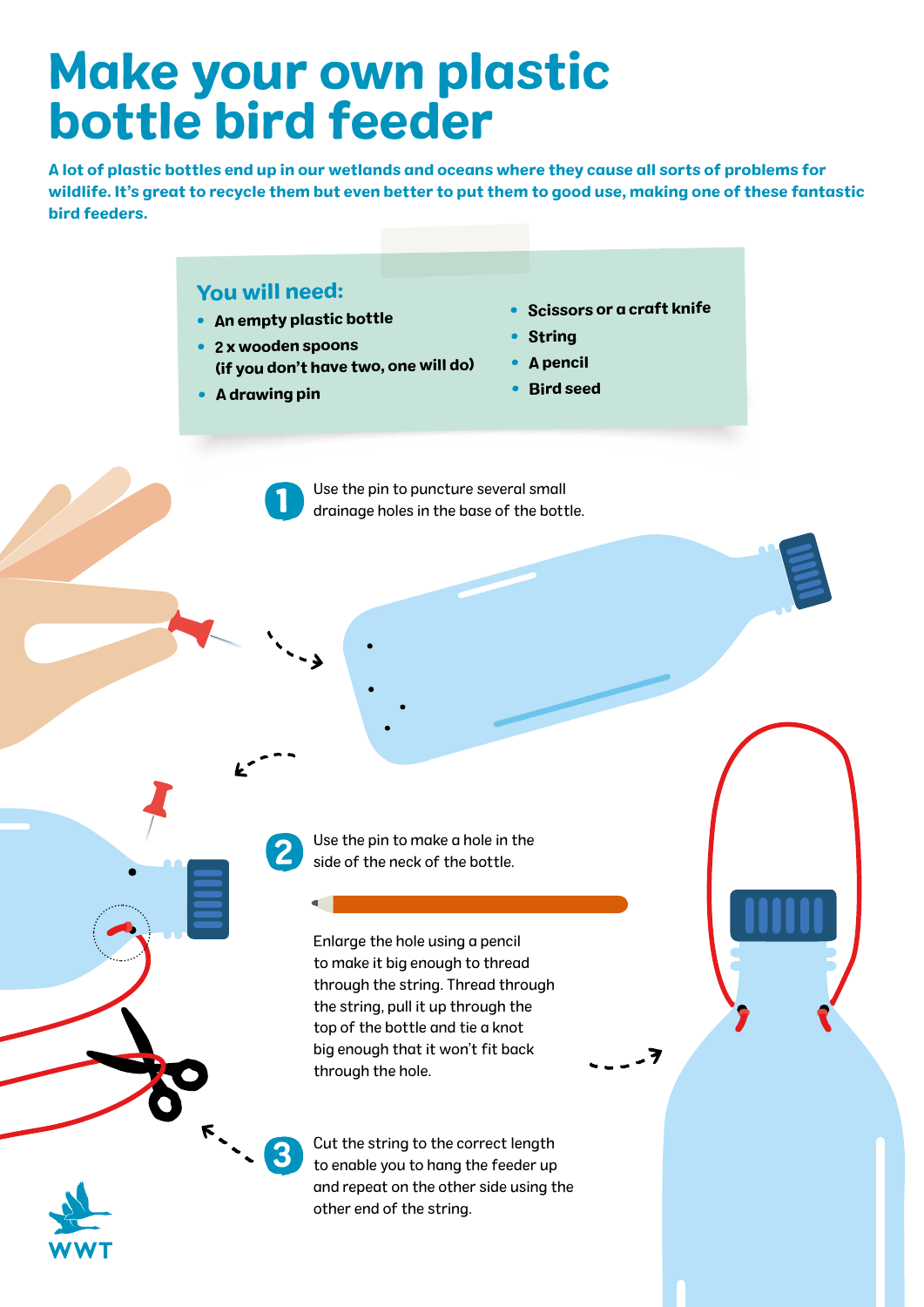# Make your own plastic bottle bird feeder

**A lot of plastic bottles end up in our wetlands and oceans where they cause all sorts of problems for wildlife. It's great to recycle them but even better to put them to good use, making one of these fantastic bird feeders.**

## You will need:

- **An empty plastic bottle**
- **2 x wooden spoons (if you don't have two, one will do)**
- **A drawing pin**
- **Scissors or a craft knife**
- **String**
- **A pencil**
- **Bird seed**

1. Use the pin to puncture several small drainage holes in the base of the bottle.

2. Use the pin to make a hole in the side of the neck of the bottle.

   Enlarge the hole using a pencil to make it big enough to thread through the string. Thread through the string, pull it up through the top of the bottle and tie a knot big enough that it won't fit back through the hole.

3. Cut the string to the correct length to enable you to hang the feeder up and repeat on the other side using the other end of the string.

WWT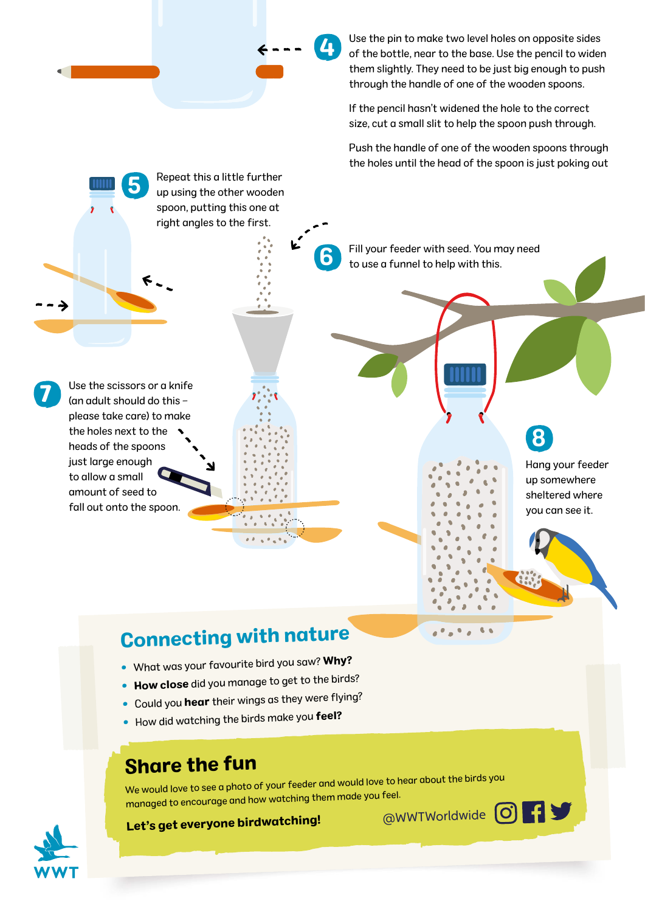**4** Use the pin to make two level holes on opposite sides of the bottle, near to the base. Use the pencil to widen them slightly. They need to be just big enough to push through the handle of one of the wooden spoons.

If the pencil hasn't widened the hole to the correct size, cut a small slit to help the spoon push through.

Push the handle of one of the wooden spoons through the holes until the head of the spoon is just poking out

**5** Repeat this a little further up using the other wooden spoon, putting this one at right angles to the first.

**6** Fill your feeder with seed. You may need to use a funnel to help with this.

**7** Use the scissors or a knife (an adult should do this – please take care) to make the holes next to the heads of the spoons just large enough to allow a small amount of seed to fall out onto the spoon.

**8** Hang your feeder up somewhere sheltered where you can see it.

## Connecting with nature

- What was your favourite bird you saw? **Why?**
- **How close** did you manage to get to the birds?
- Could you **hear** their wings as they were flying?
- How did watching the birds make you **feel?**

## Share the fun

We would love to see a photo of your feeder and would love to hear about the birds you managed to encourage and how watching them made you feel.

**Let's get everyone birdwatching!**

@WWTWorldwide

WWT